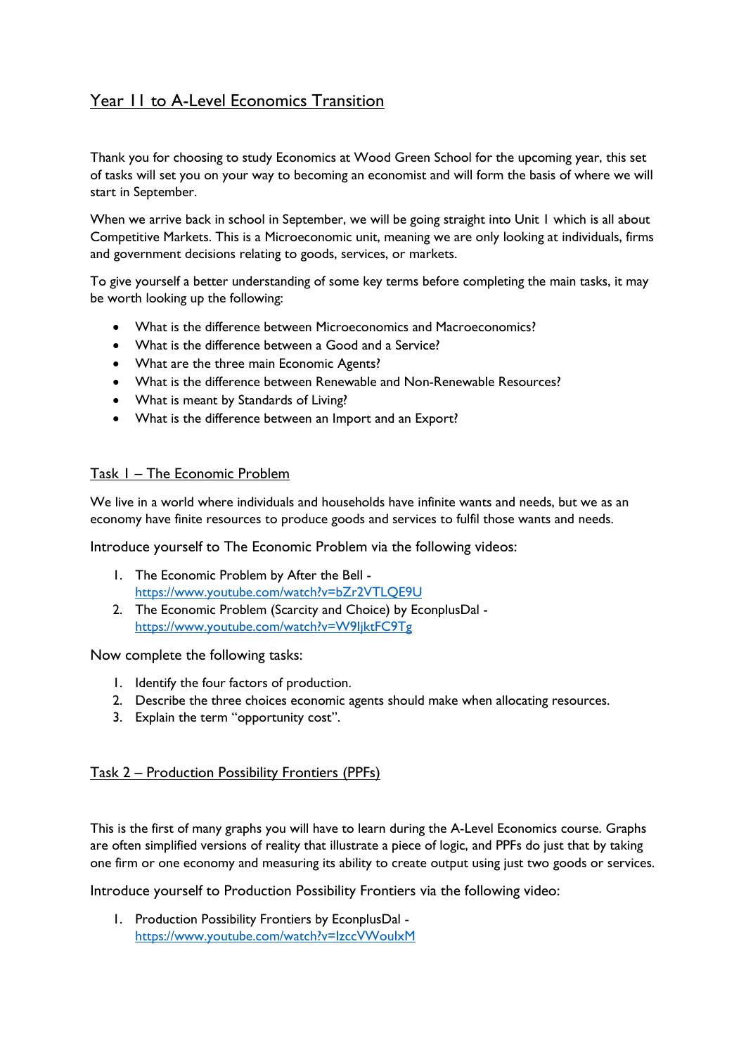# Year 11 to A-Level Economics Transition

Thank you for choosing to study Economics at Wood Green School for the upcoming year, this set of tasks will set you on your way to becoming an economist and will form the basis of where we will start in September.

When we arrive back in school in September, we will be going straight into Unit 1 which is all about Competitive Markets. This is a Microeconomic unit, meaning we are only looking at individuals, firms and government decisions relating to goods, services, or markets.

To give yourself a better understanding of some key terms before completing the main tasks, it may be worth looking up the following:

- What is the difference between Microeconomics and Macroeconomics?
- What is the difference between a Good and a Service?
- What are the three main Economic Agents?
- What is the difference between Renewable and Non-Renewable Resources?
- What is meant by Standards of Living?
- What is the difference between an Import and an Export?

## Task 1 – The Economic Problem

We live in a world where individuals and households have infinite wants and needs, but we as an economy have finite resources to produce goods and services to fulfil those wants and needs.

Introduce yourself to The Economic Problem via the following videos:

1. The Economic Problem by After the Bell - https://www.youtube.com/watch?v=bZr2VTLQE9U
2. The Economic Problem (Scarcity and Choice) by EconplusDal - https://www.youtube.com/watch?v=W9IjktFC9Tg

Now complete the following tasks:

1. Identify the four factors of production.
2. Describe the three choices economic agents should make when allocating resources.
3. Explain the term "opportunity cost".

## Task 2 – Production Possibility Frontiers (PPFs)

This is the first of many graphs you will have to learn during the A-Level Economics course. Graphs are often simplified versions of reality that illustrate a piece of logic, and PPFs do just that by taking one firm or one economy and measuring its ability to create output using just two goods or services.

Introduce yourself to Production Possibility Frontiers via the following video:

1. Production Possibility Frontiers by EconplusDal - https://www.youtube.com/watch?v=IzccVWouIxM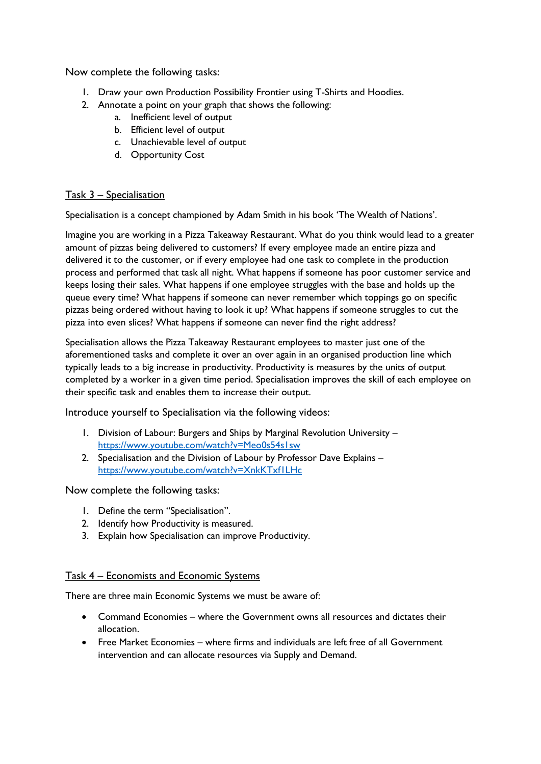Now complete the following tasks:

1. Draw your own Production Possibility Frontier using T-Shirts and Hoodies.
2. Annotate a point on your graph that shows the following:
    a. Inefficient level of output
    b. Efficient level of output
    c. Unachievable level of output
    d. Opportunity Cost

## Task 3 – Specialisation

Specialisation is a concept championed by Adam Smith in his book 'The Wealth of Nations'.

Imagine you are working in a Pizza Takeaway Restaurant. What do you think would lead to a greater amount of pizzas being delivered to customers? If every employee made an entire pizza and delivered it to the customer, or if every employee had one task to complete in the production process and performed that task all night. What happens if someone has poor customer service and keeps losing their sales. What happens if one employee struggles with the base and holds up the queue every time? What happens if someone can never remember which toppings go on specific pizzas being ordered without having to look it up? What happens if someone struggles to cut the pizza into even slices? What happens if someone can never find the right address?

Specialisation allows the Pizza Takeaway Restaurant employees to master just one of the aforementioned tasks and complete it over an over again in an organised production line which typically leads to a big increase in productivity. Productivity is measures by the units of output completed by a worker in a given time period. Specialisation improves the skill of each employee on their specific task and enables them to increase their output.

Introduce yourself to Specialisation via the following videos:

1. Division of Labour: Burgers and Ships by Marginal Revolution University – [https://www.youtube.com/watch?v=Meo0s54s1sw](https://www.youtube.com/watch?v=Meo0s54s1sw)
2. Specialisation and the Division of Labour by Professor Dave Explains – [https://www.youtube.com/watch?v=XnkKTxf1LHc](https://www.youtube.com/watch?v=XnkKTxf1LHc)

Now complete the following tasks:

1. Define the term "Specialisation".
2. Identify how Productivity is measured.
3. Explain how Specialisation can improve Productivity.

## Task 4 – Economists and Economic Systems

There are three main Economic Systems we must be aware of:

- Command Economies – where the Government owns all resources and dictates their allocation.
- Free Market Economies – where firms and individuals are left free of all Government intervention and can allocate resources via Supply and Demand.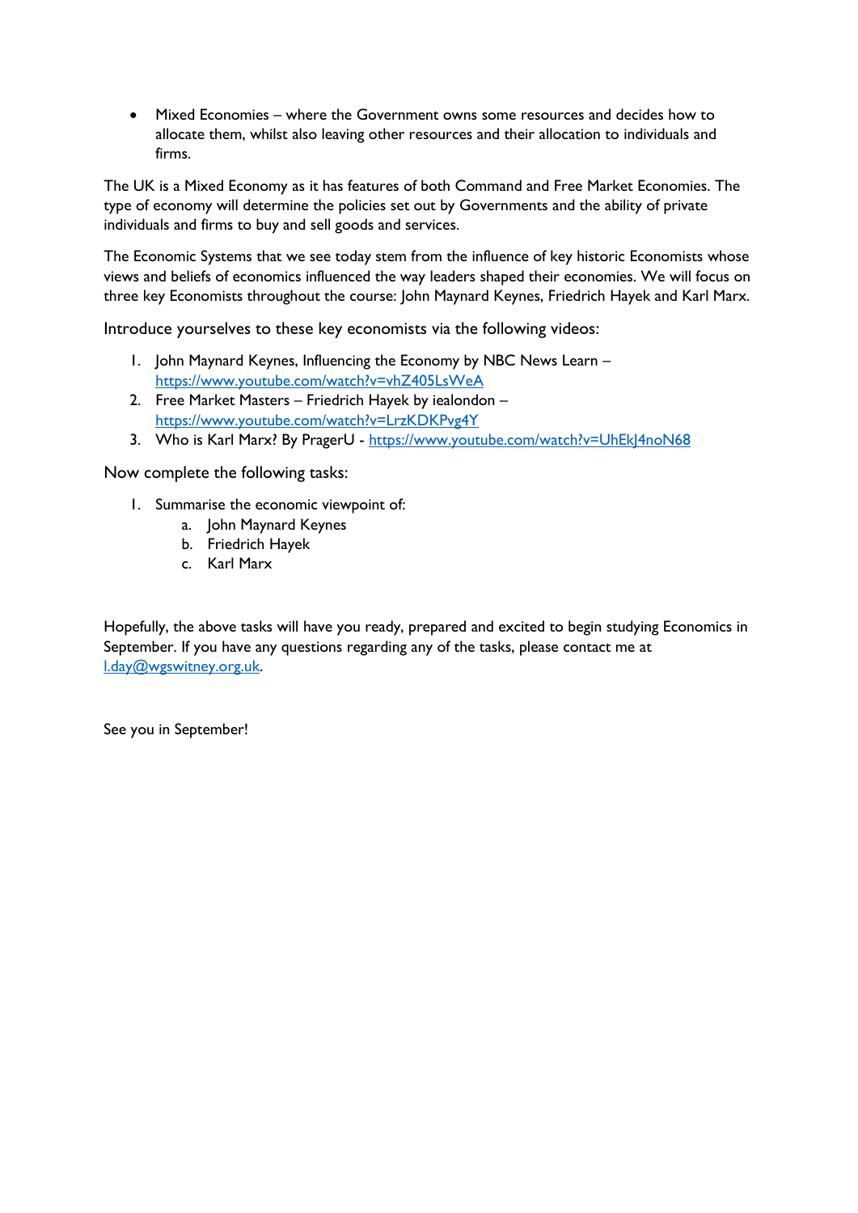- Mixed Economies – where the Government owns some resources and decides how to allocate them, whilst also leaving other resources and their allocation to individuals and firms.

The UK is a Mixed Economy as it has features of both Command and Free Market Economies. The type of economy will determine the policies set out by Governments and the ability of private individuals and firms to buy and sell goods and services.

The Economic Systems that we see today stem from the influence of key historic Economists whose views and beliefs of economics influenced the way leaders shaped their economies. We will focus on three key Economists throughout the course: John Maynard Keynes, Friedrich Hayek and Karl Marx.

Introduce yourselves to these key economists via the following videos:

1. John Maynard Keynes, Influencing the Economy by NBC News Learn – https://www.youtube.com/watch?v=vhZ405LsWeA
2. Free Market Masters – Friedrich Hayek by iealondon – https://www.youtube.com/watch?v=LrzKDKPvg4Y
3. Who is Karl Marx? By PragerU - https://www.youtube.com/watch?v=UhEkJ4noN68

Now complete the following tasks:

1. Summarise the economic viewpoint of:
   a. John Maynard Keynes
   b. Friedrich Hayek
   c. Karl Marx

Hopefully, the above tasks will have you ready, prepared and excited to begin studying Economics in September. If you have any questions regarding any of the tasks, please contact me at l.day@wgswitney.org.uk.

See you in September!